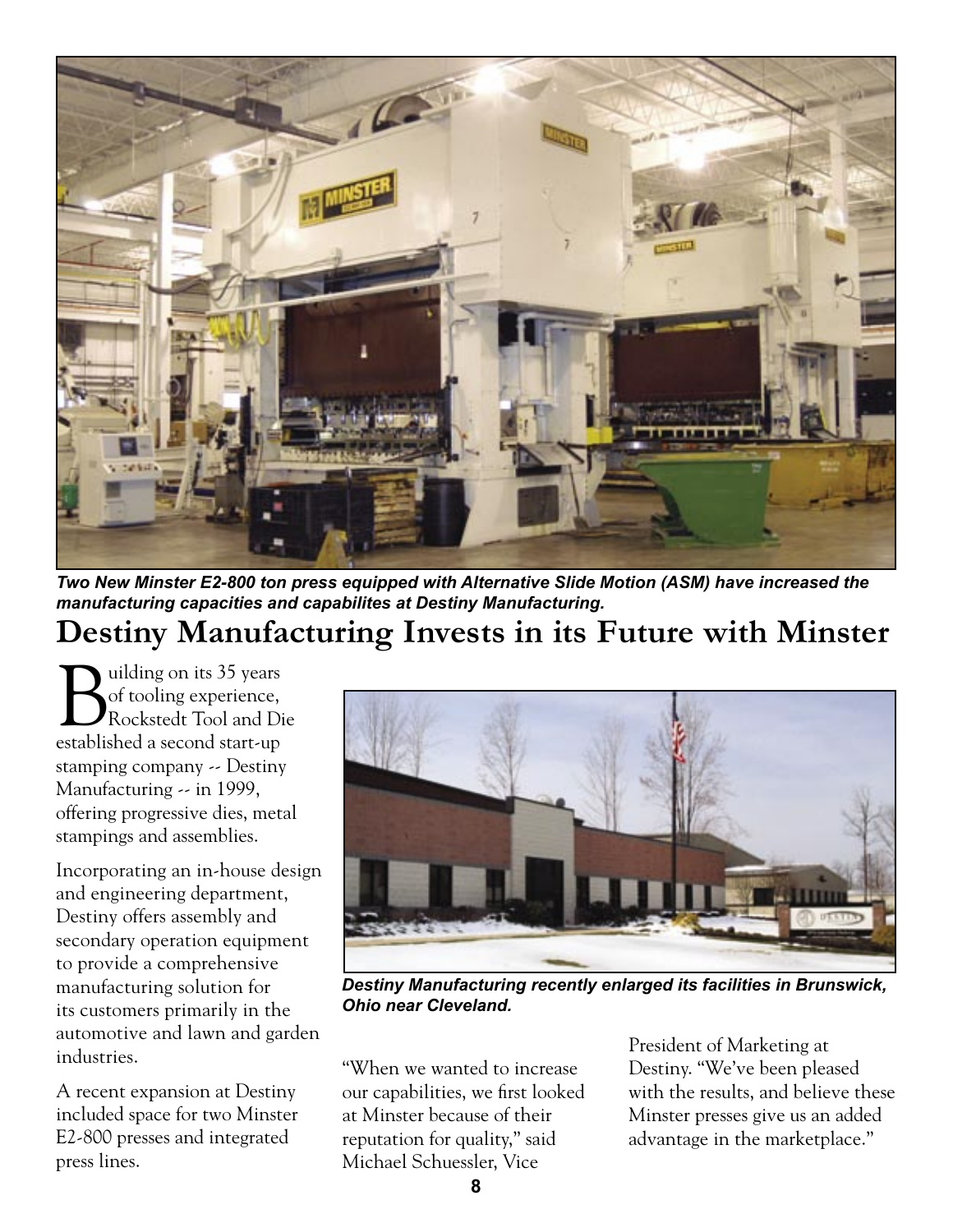*Two New Minster E2-800 ton press equipped with Alternative Slide Motion (ASM) have increased the manufacturing capacities and capabilites at Destiny Manufacturing.*

# Destiny Manufacturing Invests in its Future with Minster

Building on its 35 years of tooling experience, Rockstedt Tool and Die established a second start-up stamping company -- Destiny Manufacturing -- in 1999, offering progressive dies, metal stampings and assemblies.

Incorporating an in-house design and engineering department, Destiny offers assembly and secondary operation equipment to provide a comprehensive manufacturing solution for its customers primarily in the automotive and lawn and garden industries.

A recent expansion at Destiny included space for two Minster E2-800 presses and integrated press lines.

*Destiny Manufacturing recently enlarged its facilities in Brunswick, Ohio near Cleveland.*

"When we wanted to increase our capabilities, we first looked at Minster because of their reputation for quality," said Michael Schuessler, Vice President of Marketing at Destiny. "We've been pleased with the results, and believe these Minster presses give us an added advantage in the marketplace."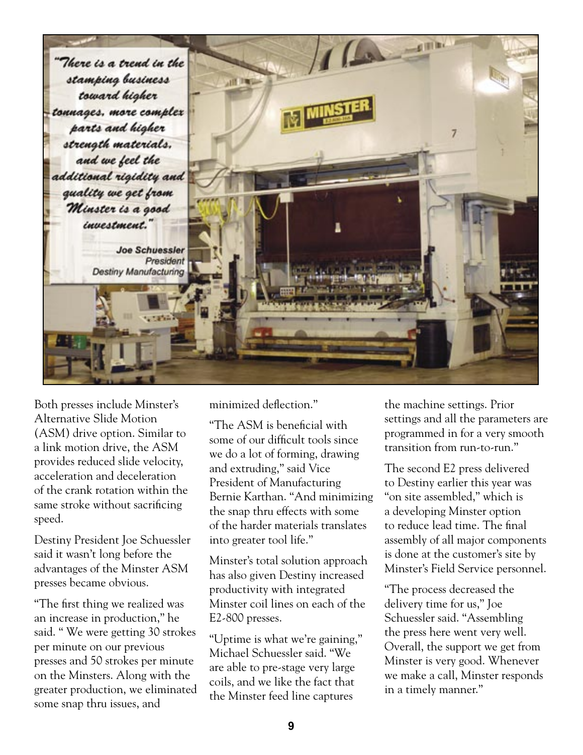*"There is a trend in the stamping business toward higher tonnages, more complex parts and higher strength materials, and we feel the additional rigidity and quality we get from Minster is a good investment."*

**Joe Schuessler**
*President*
*Destiny Manufacturing*

Both presses include Minster's Alternative Slide Motion (ASM) drive option. Similar to a link motion drive, the ASM provides reduced slide velocity, acceleration and deceleration of the crank rotation within the same stroke without sacrificing speed.

Destiny President Joe Schuessler said it wasn't long before the advantages of the Minster ASM presses became obvious.

"The first thing we realized was an increase in production," he said. " We were getting 30 strokes per minute on our previous presses and 50 strokes per minute on the Minsters. Along with the greater production, we eliminated some snap thru issues, and minimized deflection."

"The ASM is beneficial with some of our difficult tools since we do a lot of forming, drawing and extruding," said Vice President of Manufacturing Bernie Karthan. "And minimizing the snap thru effects with some of the harder materials translates into greater tool life."

Minster's total solution approach has also given Destiny increased productivity with integrated Minster coil lines on each of the E2-800 presses.

"Uptime is what we're gaining," Michael Schuessler said. "We are able to pre-stage very large coils, and we like the fact that the Minster feed line captures the machine settings. Prior settings and all the parameters are programmed in for a very smooth transition from run-to-run."

The second E2 press delivered to Destiny earlier this year was "on site assembled," which is a developing Minster option to reduce lead time. The final assembly of all major components is done at the customer's site by Minster's Field Service personnel.

"The process decreased the delivery time for us," Joe Schuessler said. "Assembling the press here went very well. Overall, the support we get from Minster is very good. Whenever we make a call, Minster responds in a timely manner."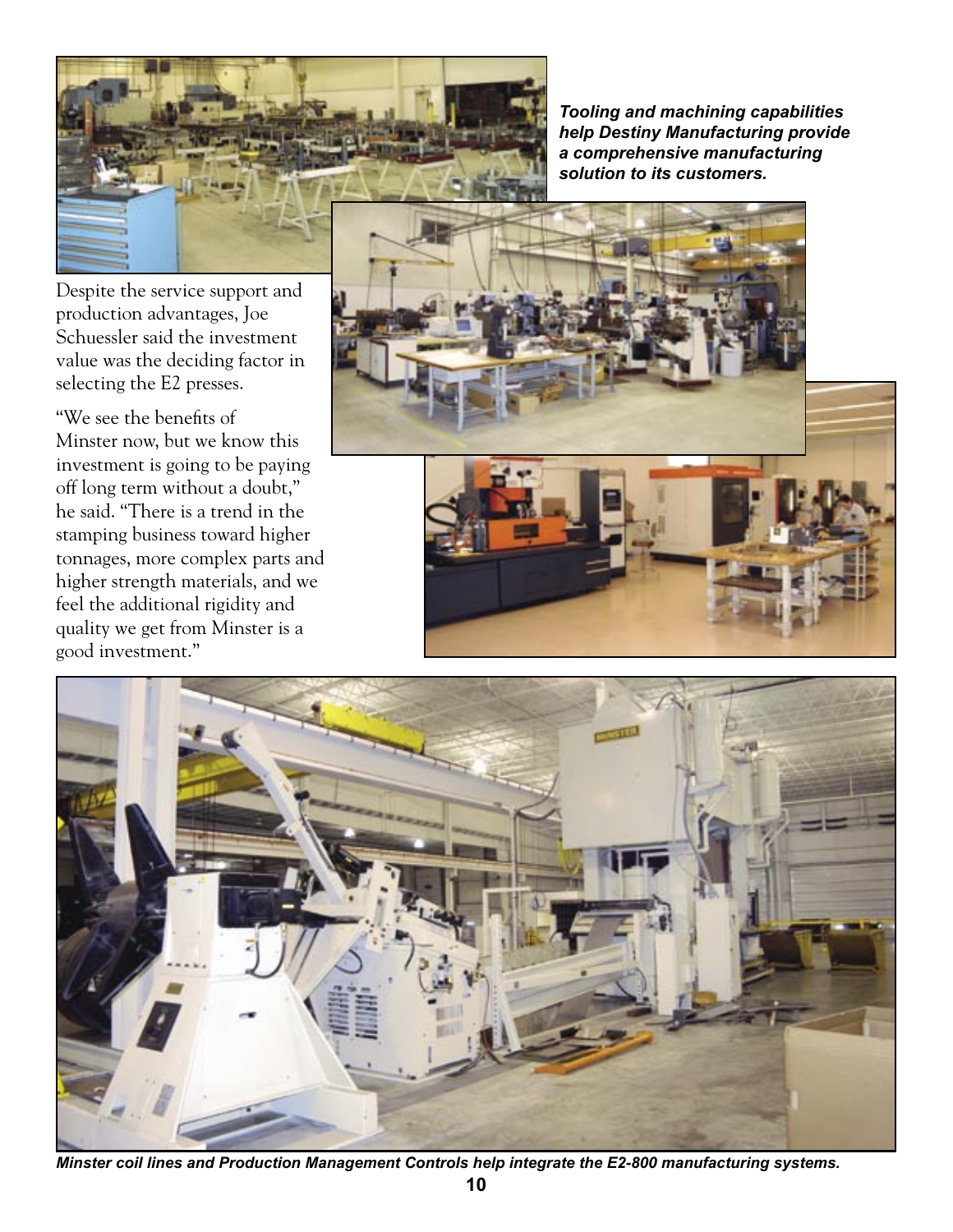*Tooling and machining capabilities help Destiny Manufacturing provide a comprehensive manufacturing solution to its customers.*

Despite the service support and production advantages, Joe Schuessler said the investment value was the deciding factor in selecting the E2 presses.

"We see the benefits of Minster now, but we know this investment is going to be paying off long term without a doubt," he said. "There is a trend in the stamping business toward higher tonnages, more complex parts and higher strength materials, and we feel the additional rigidity and quality we get from Minster is a good investment."

*Minster coil lines and Production Management Controls help integrate the E2-800 manufacturing systems.*